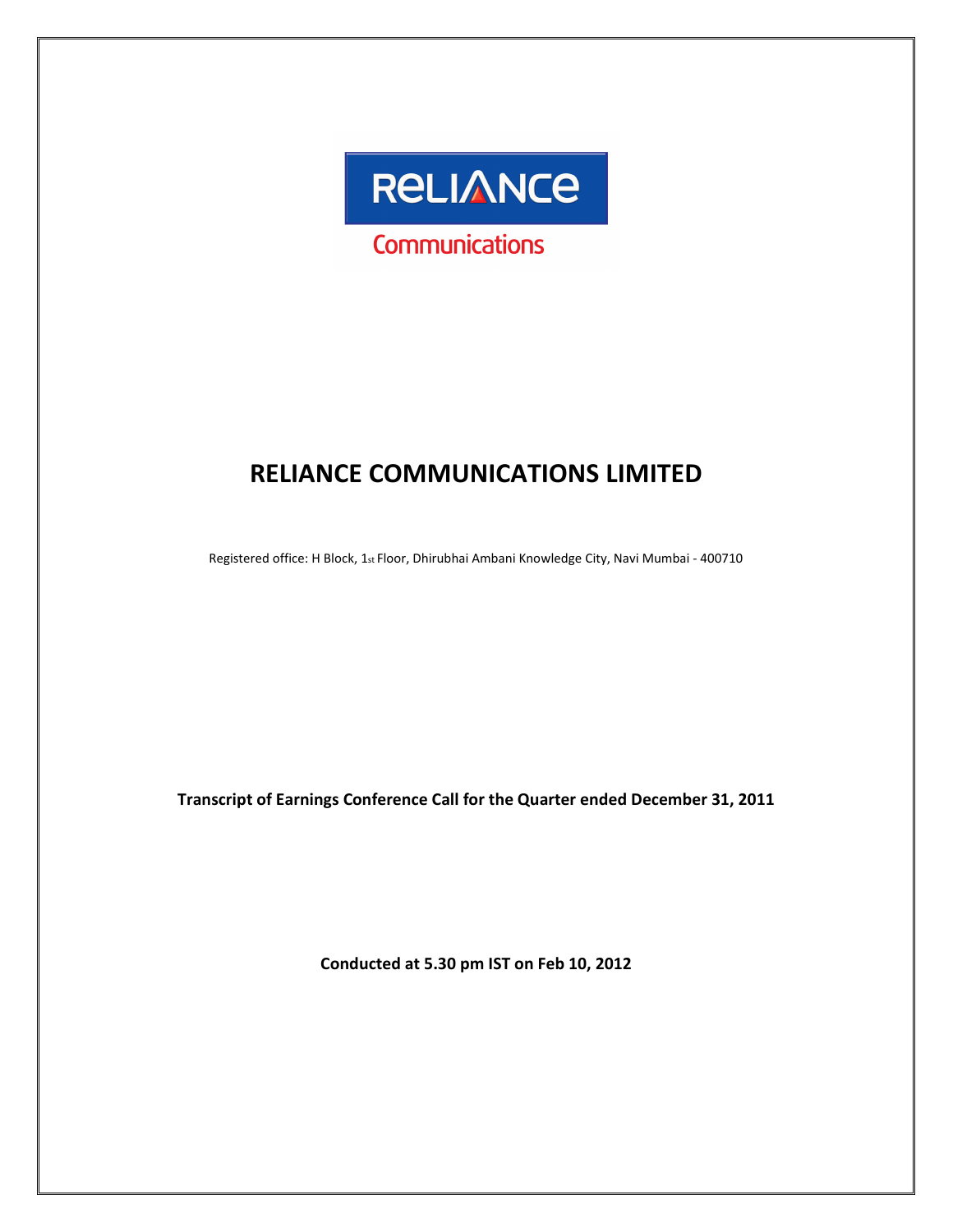RELIANCE

Communications

# RELIANCE COMMUNICATIONS LIMITED

Registered office: H Block, 1st Floor, Dhirubhai Ambani Knowledge City, Navi Mumbai - 400710

**Transcript of Earnings Conference Call for the Quarter ended December 31, 2011**

**Conducted at 5.30 pm IST on Feb 10, 2012**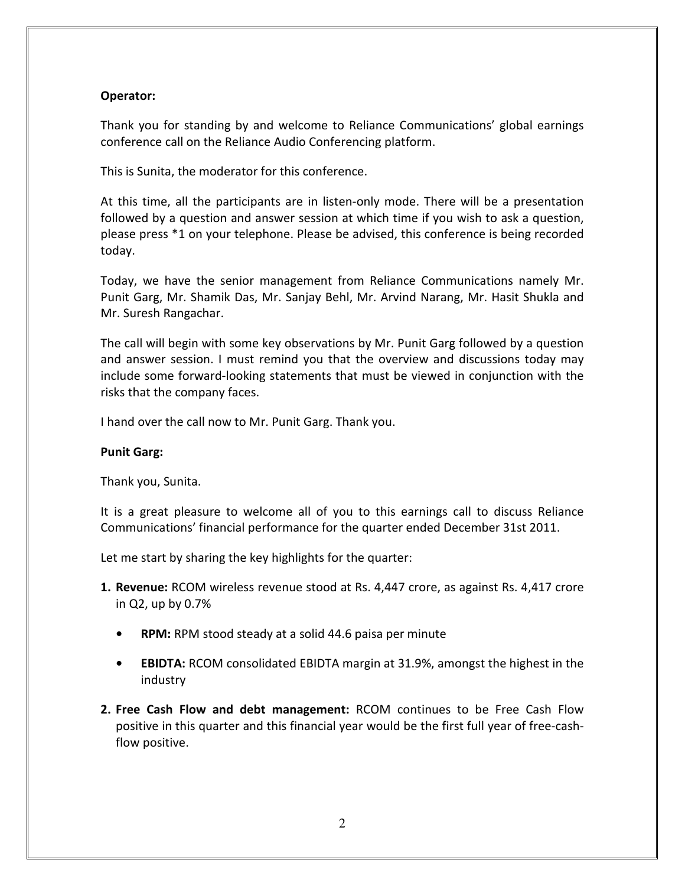**Operator:**

Thank you for standing by and welcome to Reliance Communications' global earnings conference call on the Reliance Audio Conferencing platform.

This is Sunita, the moderator for this conference.

At this time, all the participants are in listen-only mode. There will be a presentation followed by a question and answer session at which time if you wish to ask a question, please press *1 on your telephone. Please be advised, this conference is being recorded today.

Today, we have the senior management from Reliance Communications namely Mr. Punit Garg, Mr. Shamik Das, Mr. Sanjay Behl, Mr. Arvind Narang, Mr. Hasit Shukla and Mr. Suresh Rangachar.

The call will begin with some key observations by Mr. Punit Garg followed by a question and answer session. I must remind you that the overview and discussions today may include some forward-looking statements that must be viewed in conjunction with the risks that the company faces.

I hand over the call now to Mr. Punit Garg. Thank you.

**Punit Garg:**

Thank you, Sunita.

It is a great pleasure to welcome all of you to this earnings call to discuss Reliance Communications' financial performance for the quarter ended December 31st 2011.

Let me start by sharing the key highlights for the quarter:

1. **Revenue:** RCOM wireless revenue stood at Rs. 4,447 crore, as against Rs. 4,417 crore in Q2, up by 0.7%
   - **RPM:** RPM stood steady at a solid 44.6 paisa per minute
   - **EBIDTA:** RCOM consolidated EBIDTA margin at 31.9%, amongst the highest in the industry
2. **Free Cash Flow and debt management:** RCOM continues to be Free Cash Flow positive in this quarter and this financial year would be the first full year of free-cash-flow positive.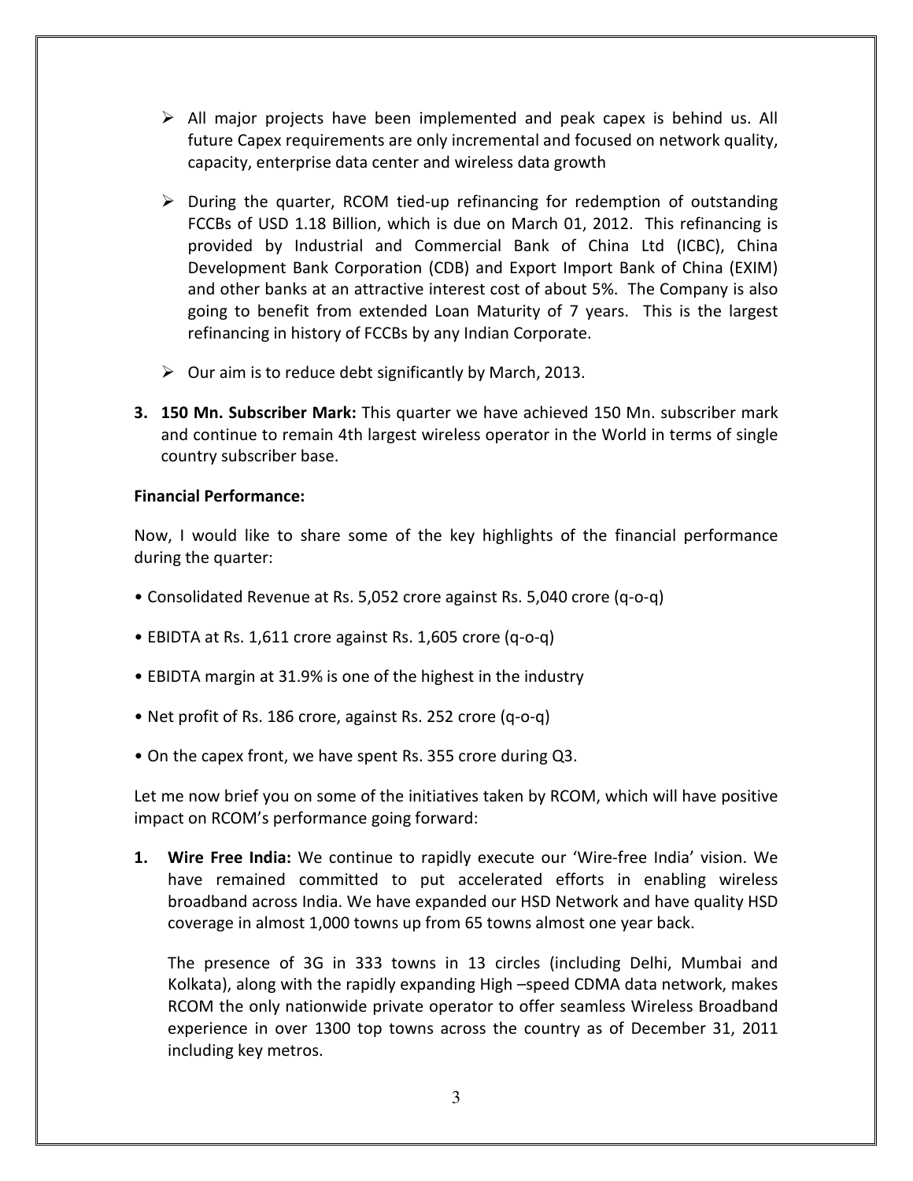- ➢ All major projects have been implemented and peak capex is behind us. All future Capex requirements are only incremental and focused on network quality, capacity, enterprise data center and wireless data growth

- ➢ During the quarter, RCOM tied-up refinancing for redemption of outstanding FCCBs of USD 1.18 Billion, which is due on March 01, 2012. This refinancing is provided by Industrial and Commercial Bank of China Ltd (ICBC), China Development Bank Corporation (CDB) and Export Import Bank of China (EXIM) and other banks at an attractive interest cost of about 5%. The Company is also going to benefit from extended Loan Maturity of 7 years. This is the largest refinancing in history of FCCBs by any Indian Corporate.

- ➢ Our aim is to reduce debt significantly by March, 2013.

3. **150 Mn. Subscriber Mark:** This quarter we have achieved 150 Mn. subscriber mark and continue to remain 4th largest wireless operator in the World in terms of single country subscriber base.

**Financial Performance:**

Now, I would like to share some of the key highlights of the financial performance during the quarter:

- Consolidated Revenue at Rs. 5,052 crore against Rs. 5,040 crore (q-o-q)
- EBIDTA at Rs. 1,611 crore against Rs. 1,605 crore (q-o-q)
- EBIDTA margin at 31.9% is one of the highest in the industry
- Net profit of Rs. 186 crore, against Rs. 252 crore (q-o-q)
- On the capex front, we have spent Rs. 355 crore during Q3.

Let me now brief you on some of the initiatives taken by RCOM, which will have positive impact on RCOM's performance going forward:

1. **Wire Free India:** We continue to rapidly execute our 'Wire-free India' vision. We have remained committed to put accelerated efforts in enabling wireless broadband across India. We have expanded our HSD Network and have quality HSD coverage in almost 1,000 towns up from 65 towns almost one year back.

   The presence of 3G in 333 towns in 13 circles (including Delhi, Mumbai and Kolkata), along with the rapidly expanding High –speed CDMA data network, makes RCOM the only nationwide private operator to offer seamless Wireless Broadband experience in over 1300 top towns across the country as of December 31, 2011 including key metros.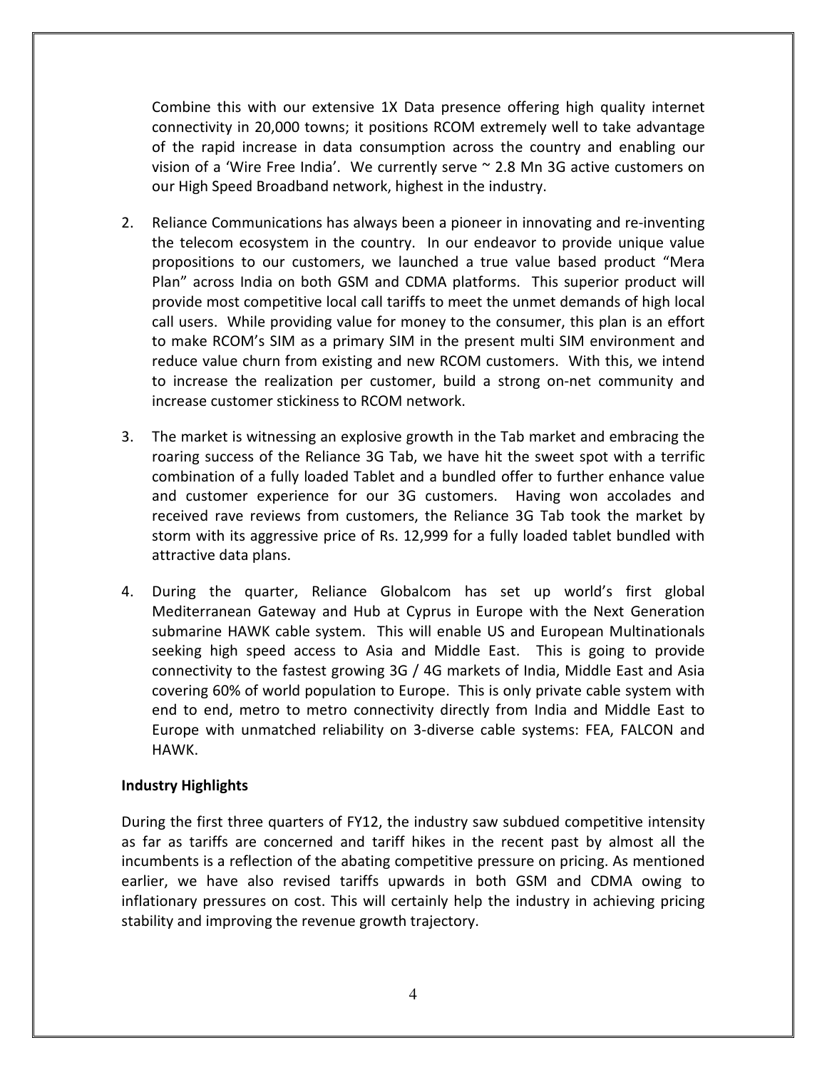Combine this with our extensive 1X Data presence offering high quality internet connectivity in 20,000 towns; it positions RCOM extremely well to take advantage of the rapid increase in data consumption across the country and enabling our vision of a 'Wire Free India'. We currently serve ~ 2.8 Mn 3G active customers on our High Speed Broadband network, highest in the industry.

2. Reliance Communications has always been a pioneer in innovating and re-inventing the telecom ecosystem in the country. In our endeavor to provide unique value propositions to our customers, we launched a true value based product "Mera Plan" across India on both GSM and CDMA platforms. This superior product will provide most competitive local call tariffs to meet the unmet demands of high local call users. While providing value for money to the consumer, this plan is an effort to make RCOM's SIM as a primary SIM in the present multi SIM environment and reduce value churn from existing and new RCOM customers. With this, we intend to increase the realization per customer, build a strong on-net community and increase customer stickiness to RCOM network.

3. The market is witnessing an explosive growth in the Tab market and embracing the roaring success of the Reliance 3G Tab, we have hit the sweet spot with a terrific combination of a fully loaded Tablet and a bundled offer to further enhance value and customer experience for our 3G customers. Having won accolades and received rave reviews from customers, the Reliance 3G Tab took the market by storm with its aggressive price of Rs. 12,999 for a fully loaded tablet bundled with attractive data plans.

4. During the quarter, Reliance Globalcom has set up world's first global Mediterranean Gateway and Hub at Cyprus in Europe with the Next Generation submarine HAWK cable system. This will enable US and European Multinationals seeking high speed access to Asia and Middle East. This is going to provide connectivity to the fastest growing 3G / 4G markets of India, Middle East and Asia covering 60% of world population to Europe. This is only private cable system with end to end, metro to metro connectivity directly from India and Middle East to Europe with unmatched reliability on 3-diverse cable systems: FEA, FALCON and HAWK.

**Industry Highlights**

During the first three quarters of FY12, the industry saw subdued competitive intensity as far as tariffs are concerned and tariff hikes in the recent past by almost all the incumbents is a reflection of the abating competitive pressure on pricing. As mentioned earlier, we have also revised tariffs upwards in both GSM and CDMA owing to inflationary pressures on cost. This will certainly help the industry in achieving pricing stability and improving the revenue growth trajectory.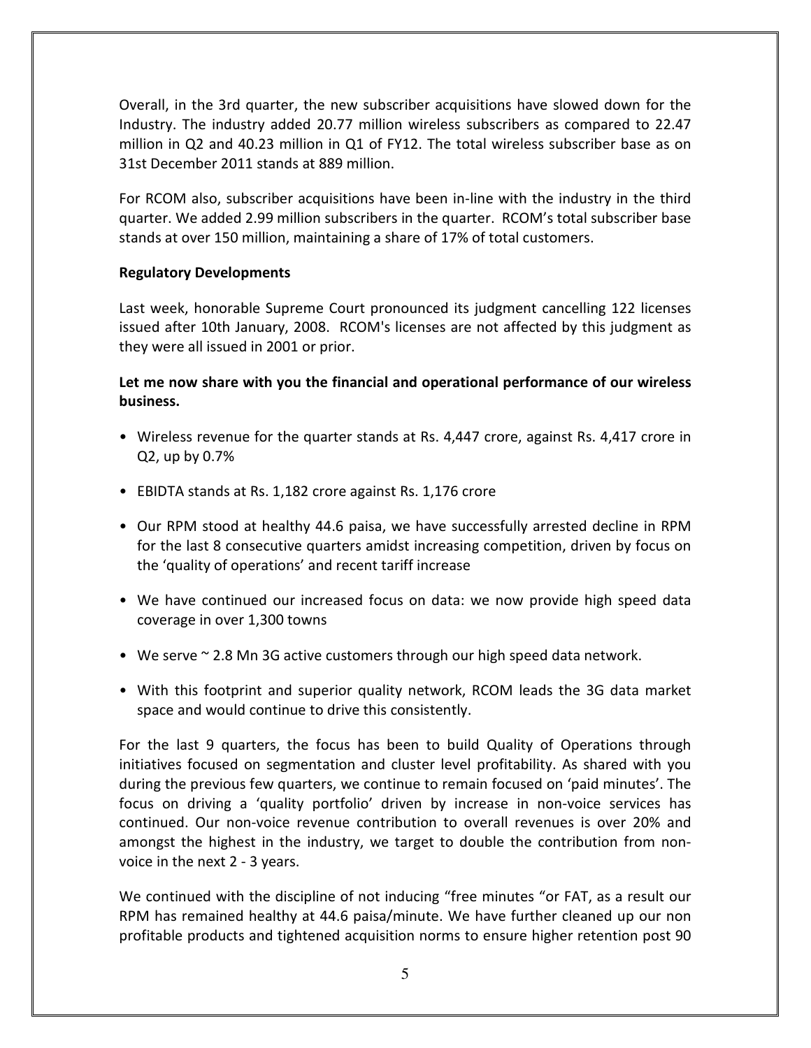Overall, in the 3rd quarter, the new subscriber acquisitions have slowed down for the Industry. The industry added 20.77 million wireless subscribers as compared to 22.47 million in Q2 and 40.23 million in Q1 of FY12. The total wireless subscriber base as on 31st December 2011 stands at 889 million.

For RCOM also, subscriber acquisitions have been in-line with the industry in the third quarter. We added 2.99 million subscribers in the quarter. RCOM's total subscriber base stands at over 150 million, maintaining a share of 17% of total customers.

**Regulatory Developments**

Last week, honorable Supreme Court pronounced its judgment cancelling 122 licenses issued after 10th January, 2008. RCOM's licenses are not affected by this judgment as they were all issued in 2001 or prior.

**Let me now share with you the financial and operational performance of our wireless business.**

- Wireless revenue for the quarter stands at Rs. 4,447 crore, against Rs. 4,417 crore in Q2, up by 0.7%
- EBIDTA stands at Rs. 1,182 crore against Rs. 1,176 crore
- Our RPM stood at healthy 44.6 paisa, we have successfully arrested decline in RPM for the last 8 consecutive quarters amidst increasing competition, driven by focus on the 'quality of operations' and recent tariff increase
- We have continued our increased focus on data: we now provide high speed data coverage in over 1,300 towns
- We serve ~ 2.8 Mn 3G active customers through our high speed data network.
- With this footprint and superior quality network, RCOM leads the 3G data market space and would continue to drive this consistently.

For the last 9 quarters, the focus has been to build Quality of Operations through initiatives focused on segmentation and cluster level profitability. As shared with you during the previous few quarters, we continue to remain focused on 'paid minutes'. The focus on driving a 'quality portfolio' driven by increase in non-voice services has continued. Our non-voice revenue contribution to overall revenues is over 20% and amongst the highest in the industry, we target to double the contribution from non-voice in the next 2 - 3 years.

We continued with the discipline of not inducing "free minutes "or FAT, as a result our RPM has remained healthy at 44.6 paisa/minute. We have further cleaned up our non profitable products and tightened acquisition norms to ensure higher retention post 90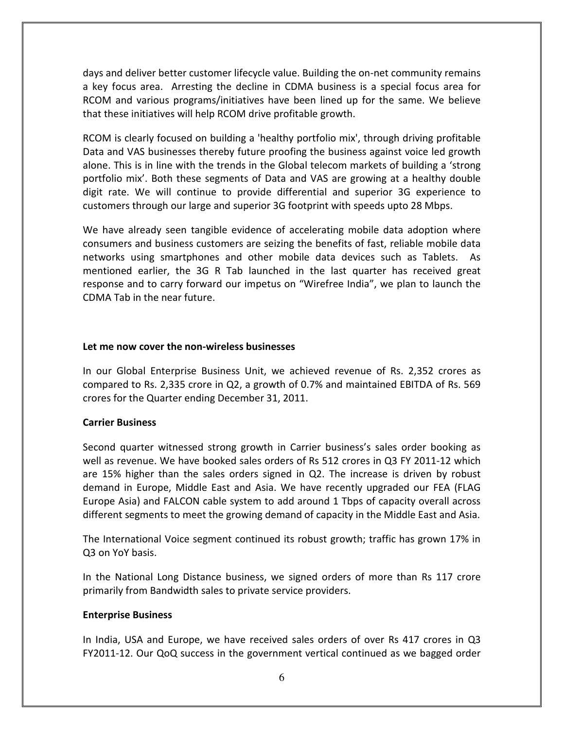days and deliver better customer lifecycle value. Building the on-net community remains a key focus area. Arresting the decline in CDMA business is a special focus area for RCOM and various programs/initiatives have been lined up for the same. We believe that these initiatives will help RCOM drive profitable growth.

RCOM is clearly focused on building a 'healthy portfolio mix', through driving profitable Data and VAS businesses thereby future proofing the business against voice led growth alone. This is in line with the trends in the Global telecom markets of building a 'strong portfolio mix'. Both these segments of Data and VAS are growing at a healthy double digit rate. We will continue to provide differential and superior 3G experience to customers through our large and superior 3G footprint with speeds upto 28 Mbps.

We have already seen tangible evidence of accelerating mobile data adoption where consumers and business customers are seizing the benefits of fast, reliable mobile data networks using smartphones and other mobile data devices such as Tablets. As mentioned earlier, the 3G R Tab launched in the last quarter has received great response and to carry forward our impetus on "Wirefree India", we plan to launch the CDMA Tab in the near future.

**Let me now cover the non-wireless businesses**

In our Global Enterprise Business Unit, we achieved revenue of Rs. 2,352 crores as compared to Rs. 2,335 crore in Q2, a growth of 0.7% and maintained EBITDA of Rs. 569 crores for the Quarter ending December 31, 2011.

**Carrier Business**

Second quarter witnessed strong growth in Carrier business's sales order booking as well as revenue. We have booked sales orders of Rs 512 crores in Q3 FY 2011-12 which are 15% higher than the sales orders signed in Q2. The increase is driven by robust demand in Europe, Middle East and Asia. We have recently upgraded our FEA (FLAG Europe Asia) and FALCON cable system to add around 1 Tbps of capacity overall across different segments to meet the growing demand of capacity in the Middle East and Asia.

The International Voice segment continued its robust growth; traffic has grown 17% in Q3 on YoY basis.

In the National Long Distance business, we signed orders of more than Rs 117 crore primarily from Bandwidth sales to private service providers.

**Enterprise Business**

In India, USA and Europe, we have received sales orders of over Rs 417 crores in Q3 FY2011-12. Our QoQ success in the government vertical continued as we bagged order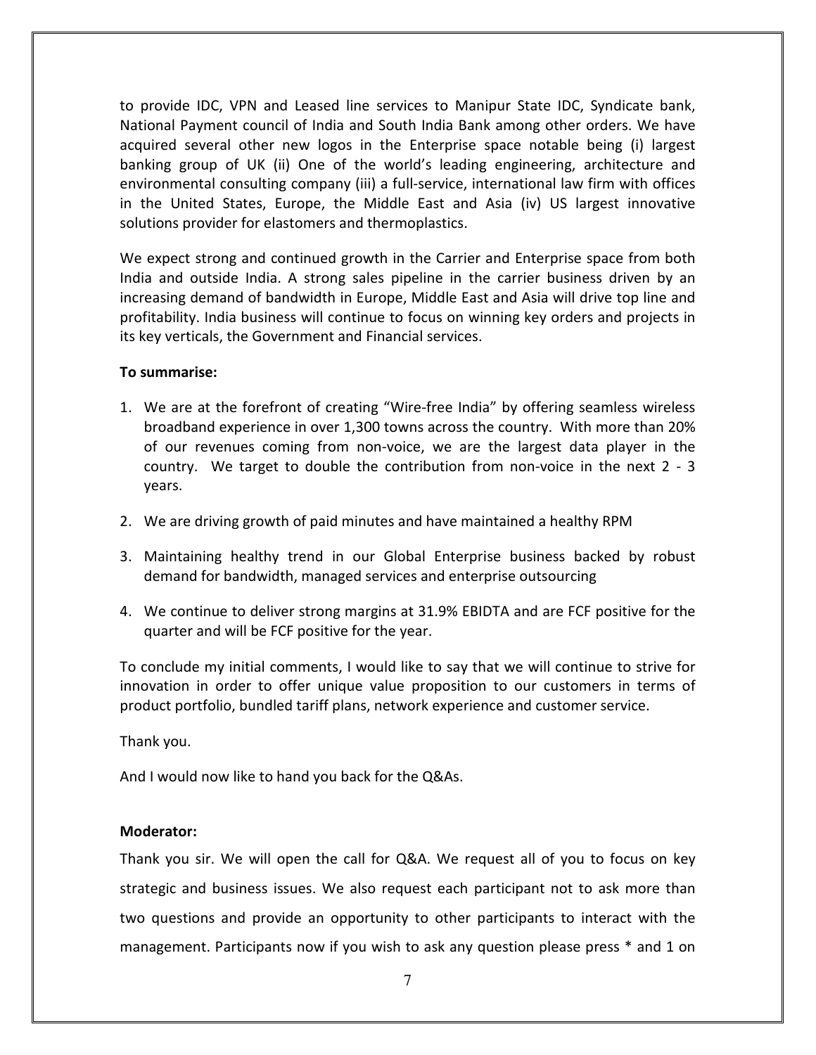to provide IDC, VPN and Leased line services to Manipur State IDC, Syndicate bank, National Payment council of India and South India Bank among other orders. We have acquired several other new logos in the Enterprise space notable being (i) largest banking group of UK (ii) One of the world's leading engineering, architecture and environmental consulting company (iii) a full-service, international law firm with offices in the United States, Europe, the Middle East and Asia (iv) US largest innovative solutions provider for elastomers and thermoplastics.

We expect strong and continued growth in the Carrier and Enterprise space from both India and outside India. A strong sales pipeline in the carrier business driven by an increasing demand of bandwidth in Europe, Middle East and Asia will drive top line and profitability. India business will continue to focus on winning key orders and projects in its key verticals, the Government and Financial services.

**To summarise:**

1. We are at the forefront of creating "Wire-free India" by offering seamless wireless broadband experience in over 1,300 towns across the country. With more than 20% of our revenues coming from non-voice, we are the largest data player in the country. We target to double the contribution from non-voice in the next 2 - 3 years.

2. We are driving growth of paid minutes and have maintained a healthy RPM

3. Maintaining healthy trend in our Global Enterprise business backed by robust demand for bandwidth, managed services and enterprise outsourcing

4. We continue to deliver strong margins at 31.9% EBIDTA and are FCF positive for the quarter and will be FCF positive for the year.

To conclude my initial comments, I would like to say that we will continue to strive for innovation in order to offer unique value proposition to our customers in terms of product portfolio, bundled tariff plans, network experience and customer service.

Thank you.

And I would now like to hand you back for the Q&As.

**Moderator:**

Thank you sir. We will open the call for Q&A. We request all of you to focus on key strategic and business issues. We also request each participant not to ask more than two questions and provide an opportunity to other participants to interact with the management. Participants now if you wish to ask any question please press * and 1 on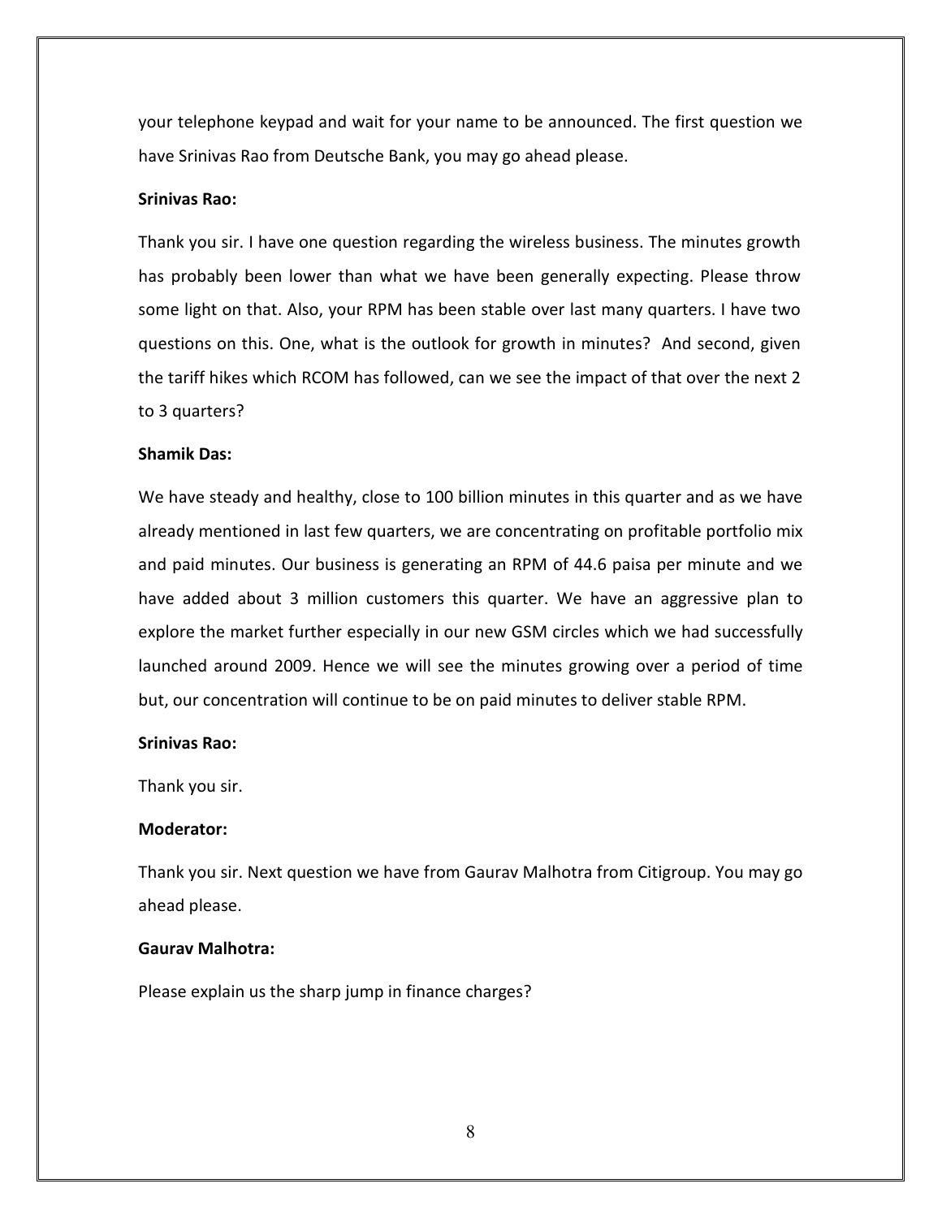your telephone keypad and wait for your name to be announced. The first question we have Srinivas Rao from Deutsche Bank, you may go ahead please.

**Srinivas Rao:**

Thank you sir. I have one question regarding the wireless business. The minutes growth has probably been lower than what we have been generally expecting. Please throw some light on that. Also, your RPM has been stable over last many quarters. I have two questions on this. One, what is the outlook for growth in minutes? And second, given the tariff hikes which RCOM has followed, can we see the impact of that over the next 2 to 3 quarters?

**Shamik Das:**

We have steady and healthy, close to 100 billion minutes in this quarter and as we have already mentioned in last few quarters, we are concentrating on profitable portfolio mix and paid minutes. Our business is generating an RPM of 44.6 paisa per minute and we have added about 3 million customers this quarter. We have an aggressive plan to explore the market further especially in our new GSM circles which we had successfully launched around 2009. Hence we will see the minutes growing over a period of time but, our concentration will continue to be on paid minutes to deliver stable RPM.

**Srinivas Rao:**

Thank you sir.

**Moderator:**

Thank you sir. Next question we have from Gaurav Malhotra from Citigroup. You may go ahead please.

**Gaurav Malhotra:**

Please explain us the sharp jump in finance charges?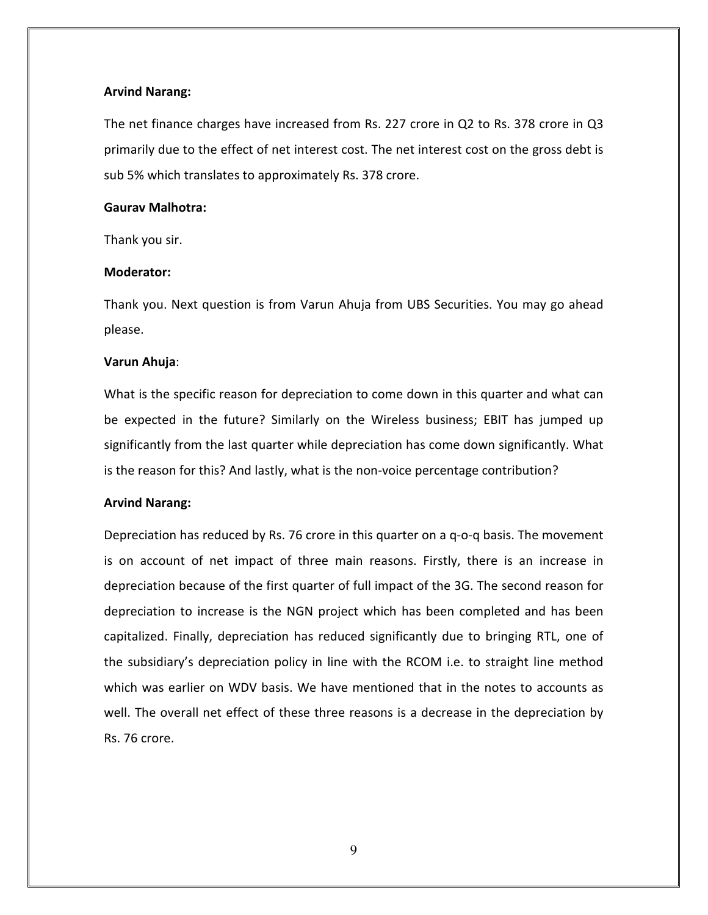**Arvind Narang:**

The net finance charges have increased from Rs. 227 crore in Q2 to Rs. 378 crore in Q3 primarily due to the effect of net interest cost. The net interest cost on the gross debt is sub 5% which translates to approximately Rs. 378 crore.

**Gaurav Malhotra:**

Thank you sir.

**Moderator:**

Thank you. Next question is from Varun Ahuja from UBS Securities. You may go ahead please.

**Varun Ahuja**:

What is the specific reason for depreciation to come down in this quarter and what can be expected in the future? Similarly on the Wireless business; EBIT has jumped up significantly from the last quarter while depreciation has come down significantly. What is the reason for this? And lastly, what is the non-voice percentage contribution?

**Arvind Narang:**

Depreciation has reduced by Rs. 76 crore in this quarter on a q-o-q basis. The movement is on account of net impact of three main reasons. Firstly, there is an increase in depreciation because of the first quarter of full impact of the 3G. The second reason for depreciation to increase is the NGN project which has been completed and has been capitalized. Finally, depreciation has reduced significantly due to bringing RTL, one of the subsidiary's depreciation policy in line with the RCOM i.e. to straight line method which was earlier on WDV basis. We have mentioned that in the notes to accounts as well. The overall net effect of these three reasons is a decrease in the depreciation by Rs. 76 crore.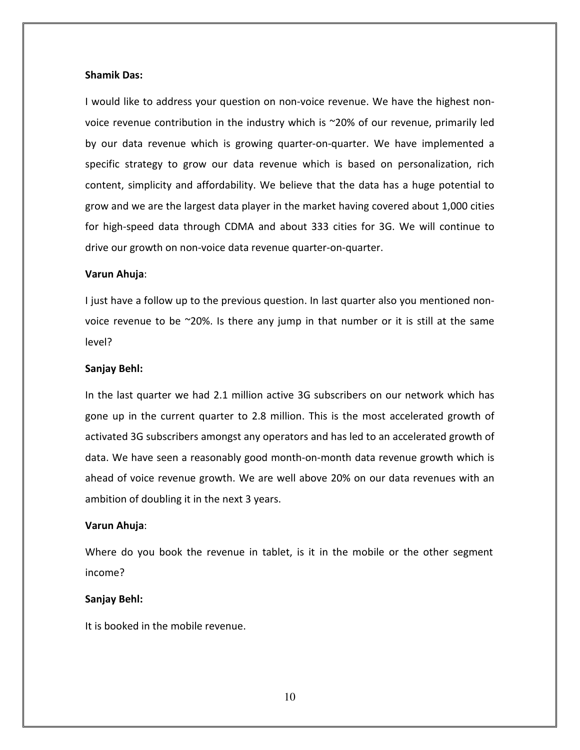**Shamik Das:**

I would like to address your question on non-voice revenue. We have the highest non-voice revenue contribution in the industry which is ~20% of our revenue, primarily led by our data revenue which is growing quarter-on-quarter. We have implemented a specific strategy to grow our data revenue which is based on personalization, rich content, simplicity and affordability. We believe that the data has a huge potential to grow and we are the largest data player in the market having covered about 1,000 cities for high-speed data through CDMA and about 333 cities for 3G. We will continue to drive our growth on non-voice data revenue quarter-on-quarter.

**Varun Ahuja**:

I just have a follow up to the previous question. In last quarter also you mentioned non-voice revenue to be ~20%. Is there any jump in that number or it is still at the same level?

**Sanjay Behl:**

In the last quarter we had 2.1 million active 3G subscribers on our network which has gone up in the current quarter to 2.8 million. This is the most accelerated growth of activated 3G subscribers amongst any operators and has led to an accelerated growth of data. We have seen a reasonably good month-on-month data revenue growth which is ahead of voice revenue growth. We are well above 20% on our data revenues with an ambition of doubling it in the next 3 years.

**Varun Ahuja**:

Where do you book the revenue in tablet, is it in the mobile or the other segment income?

**Sanjay Behl:**

It is booked in the mobile revenue.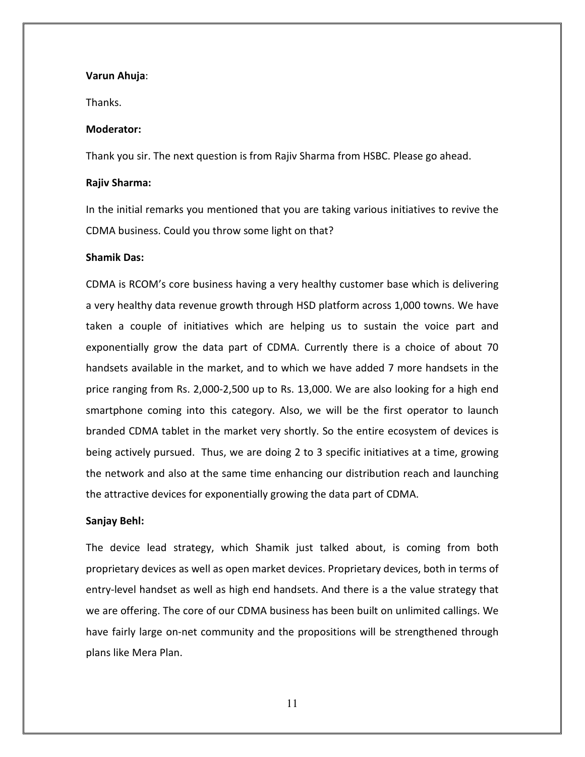**Varun Ahuja**:

Thanks.

**Moderator:**

Thank you sir. The next question is from Rajiv Sharma from HSBC. Please go ahead.

**Rajiv Sharma:**

In the initial remarks you mentioned that you are taking various initiatives to revive the CDMA business. Could you throw some light on that?

**Shamik Das:**

CDMA is RCOM's core business having a very healthy customer base which is delivering a very healthy data revenue growth through HSD platform across 1,000 towns. We have taken a couple of initiatives which are helping us to sustain the voice part and exponentially grow the data part of CDMA. Currently there is a choice of about 70 handsets available in the market, and to which we have added 7 more handsets in the price ranging from Rs. 2,000-2,500 up to Rs. 13,000. We are also looking for a high end smartphone coming into this category. Also, we will be the first operator to launch branded CDMA tablet in the market very shortly. So the entire ecosystem of devices is being actively pursued. Thus, we are doing 2 to 3 specific initiatives at a time, growing the network and also at the same time enhancing our distribution reach and launching the attractive devices for exponentially growing the data part of CDMA.

**Sanjay Behl:**

The device lead strategy, which Shamik just talked about, is coming from both proprietary devices as well as open market devices. Proprietary devices, both in terms of entry-level handset as well as high end handsets. And there is a the value strategy that we are offering. The core of our CDMA business has been built on unlimited callings. We have fairly large on-net community and the propositions will be strengthened through plans like Mera Plan.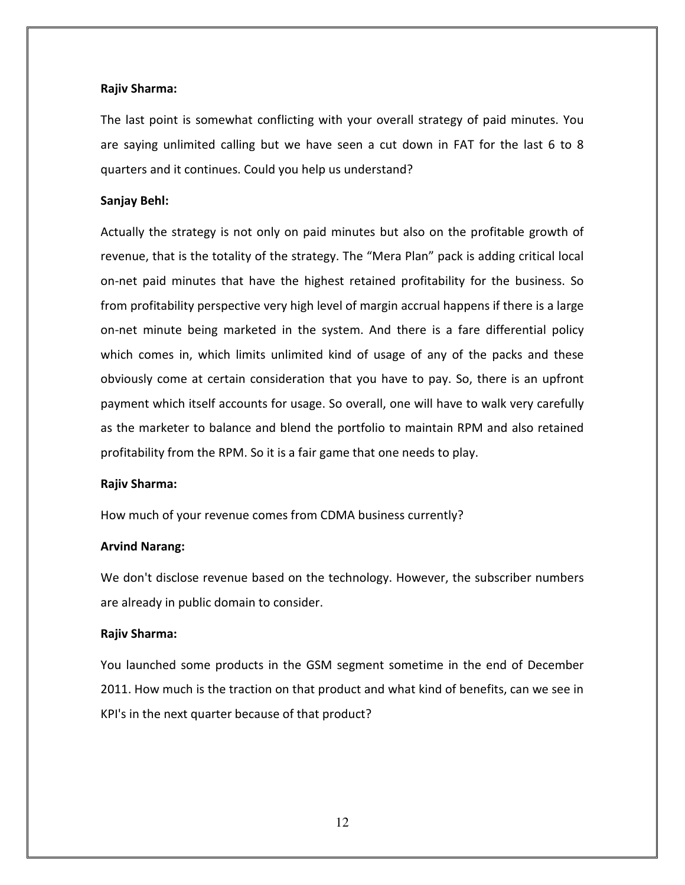**Rajiv Sharma:**

The last point is somewhat conflicting with your overall strategy of paid minutes. You are saying unlimited calling but we have seen a cut down in FAT for the last 6 to 8 quarters and it continues. Could you help us understand?

**Sanjay Behl:**

Actually the strategy is not only on paid minutes but also on the profitable growth of revenue, that is the totality of the strategy. The "Mera Plan" pack is adding critical local on-net paid minutes that have the highest retained profitability for the business. So from profitability perspective very high level of margin accrual happens if there is a large on-net minute being marketed in the system. And there is a fare differential policy which comes in, which limits unlimited kind of usage of any of the packs and these obviously come at certain consideration that you have to pay. So, there is an upfront payment which itself accounts for usage. So overall, one will have to walk very carefully as the marketer to balance and blend the portfolio to maintain RPM and also retained profitability from the RPM. So it is a fair game that one needs to play.

**Rajiv Sharma:**

How much of your revenue comes from CDMA business currently?

**Arvind Narang:**

We don't disclose revenue based on the technology. However, the subscriber numbers are already in public domain to consider.

**Rajiv Sharma:**

You launched some products in the GSM segment sometime in the end of December 2011. How much is the traction on that product and what kind of benefits, can we see in KPI's in the next quarter because of that product?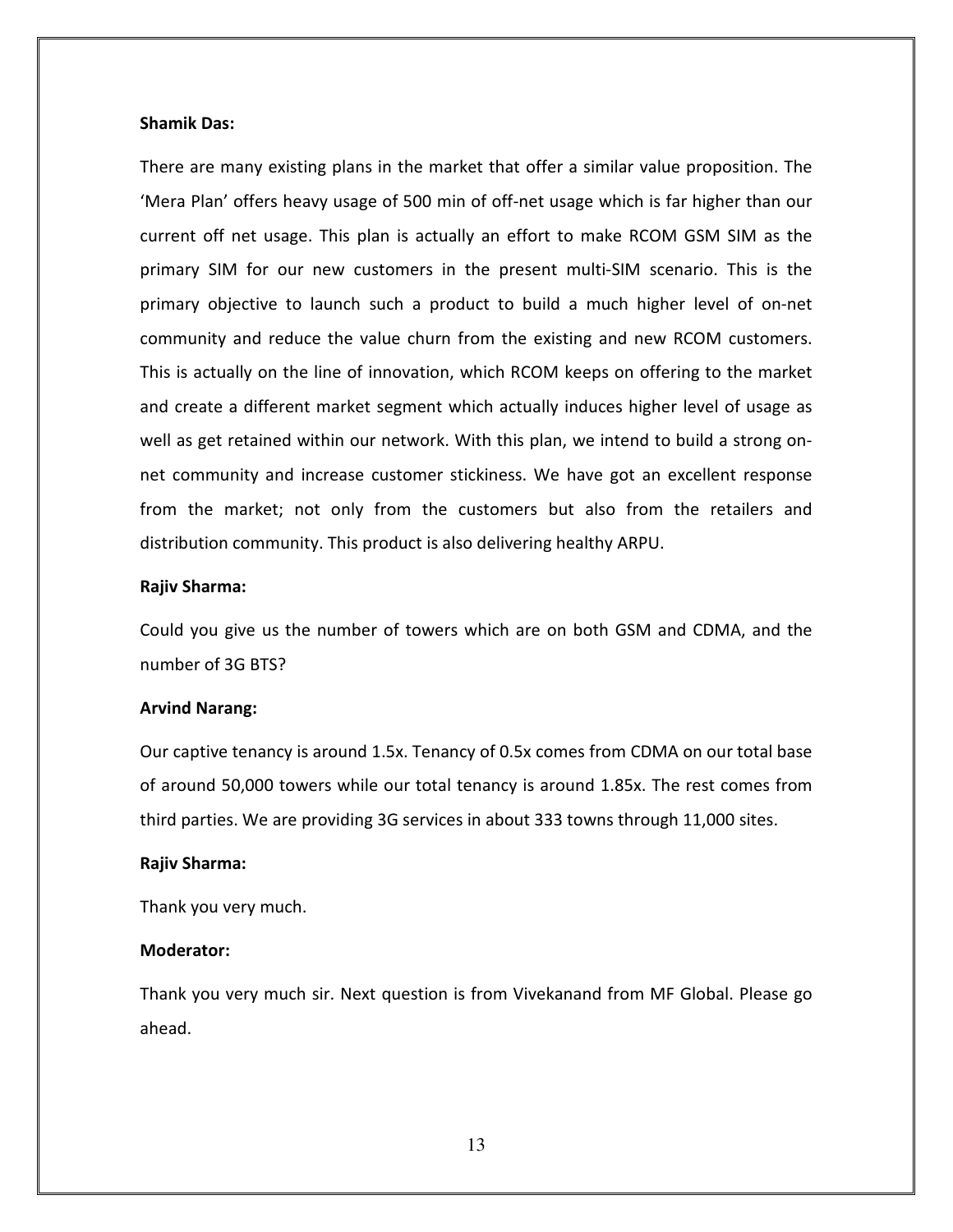**Shamik Das:**

There are many existing plans in the market that offer a similar value proposition. The 'Mera Plan' offers heavy usage of 500 min of off-net usage which is far higher than our current off net usage. This plan is actually an effort to make RCOM GSM SIM as the primary SIM for our new customers in the present multi-SIM scenario. This is the primary objective to launch such a product to build a much higher level of on-net community and reduce the value churn from the existing and new RCOM customers. This is actually on the line of innovation, which RCOM keeps on offering to the market and create a different market segment which actually induces higher level of usage as well as get retained within our network. With this plan, we intend to build a strong on-net community and increase customer stickiness. We have got an excellent response from the market; not only from the customers but also from the retailers and distribution community. This product is also delivering healthy ARPU.

**Rajiv Sharma:**

Could you give us the number of towers which are on both GSM and CDMA, and the number of 3G BTS?

**Arvind Narang:**

Our captive tenancy is around 1.5x. Tenancy of 0.5x comes from CDMA on our total base of around 50,000 towers while our total tenancy is around 1.85x. The rest comes from third parties. We are providing 3G services in about 333 towns through 11,000 sites.

**Rajiv Sharma:**

Thank you very much.

**Moderator:**

Thank you very much sir. Next question is from Vivekanand from MF Global. Please go ahead.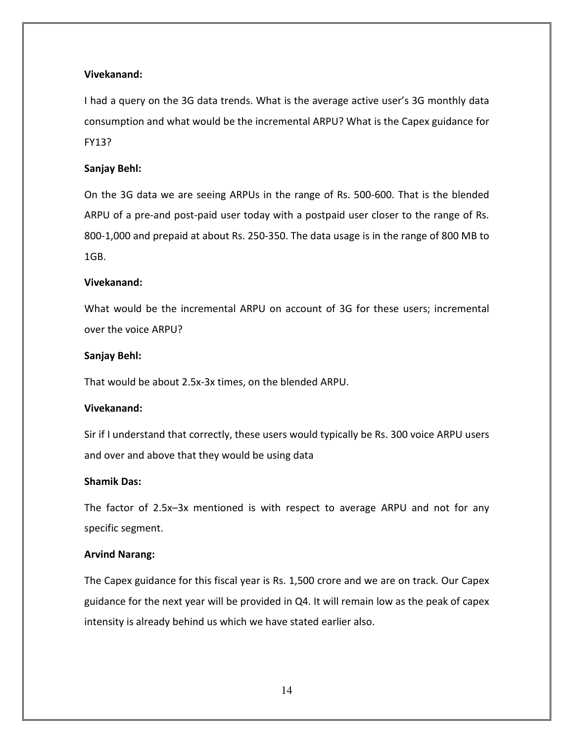**Vivekanand:**

I had a query on the 3G data trends. What is the average active user's 3G monthly data consumption and what would be the incremental ARPU? What is the Capex guidance for FY13?

**Sanjay Behl:**

On the 3G data we are seeing ARPUs in the range of Rs. 500-600. That is the blended ARPU of a pre-and post-paid user today with a postpaid user closer to the range of Rs. 800-1,000 and prepaid at about Rs. 250-350. The data usage is in the range of 800 MB to 1GB.

**Vivekanand:**

What would be the incremental ARPU on account of 3G for these users; incremental over the voice ARPU?

**Sanjay Behl:**

That would be about 2.5x-3x times, on the blended ARPU.

**Vivekanand:**

Sir if I understand that correctly, these users would typically be Rs. 300 voice ARPU users and over and above that they would be using data

**Shamik Das:**

The factor of 2.5x–3x mentioned is with respect to average ARPU and not for any specific segment.

**Arvind Narang:**

The Capex guidance for this fiscal year is Rs. 1,500 crore and we are on track. Our Capex guidance for the next year will be provided in Q4. It will remain low as the peak of capex intensity is already behind us which we have stated earlier also.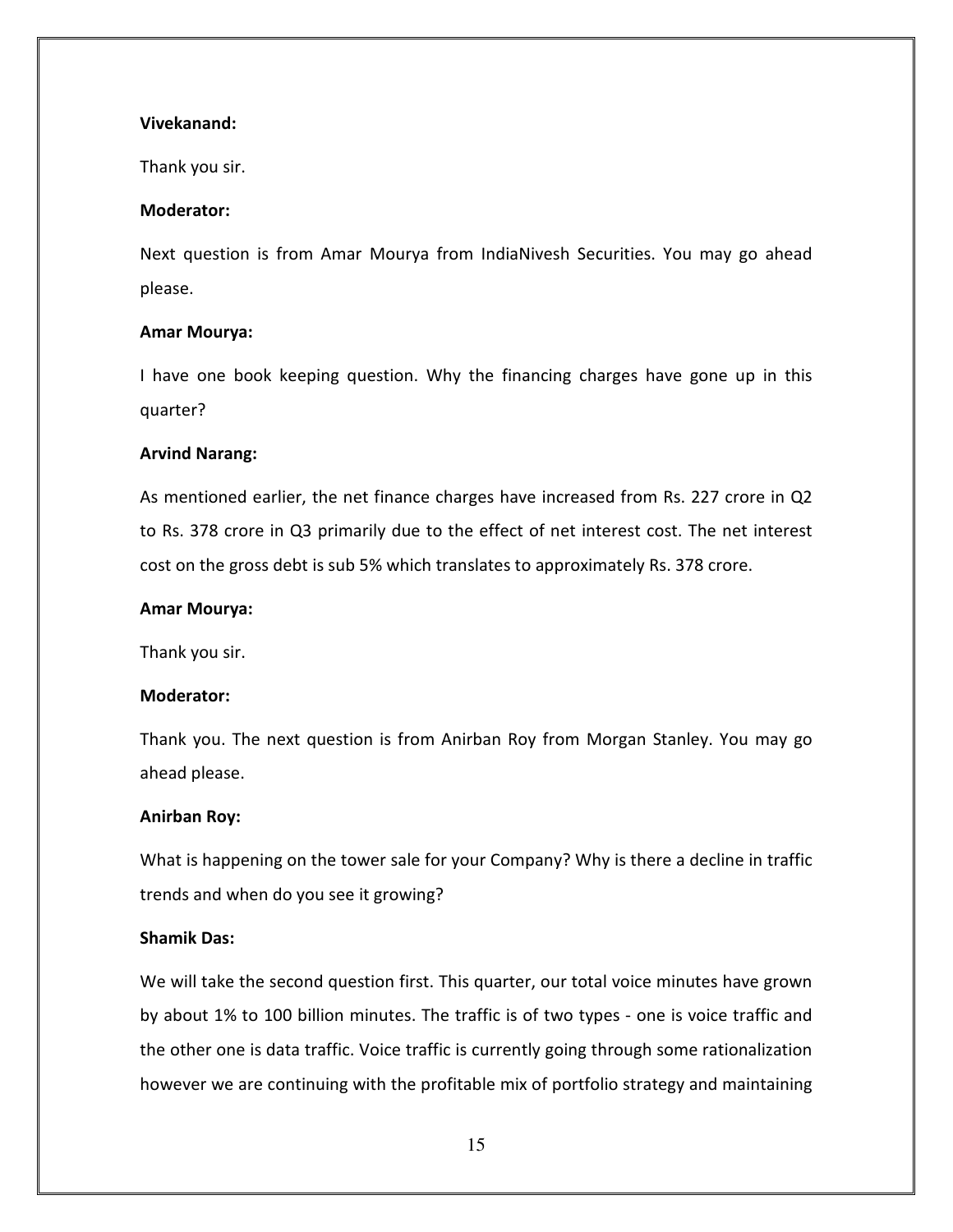**Vivekanand:**

Thank you sir.

**Moderator:**

Next question is from Amar Mourya from IndiaNivesh Securities. You may go ahead please.

**Amar Mourya:**

I have one book keeping question. Why the financing charges have gone up in this quarter?

**Arvind Narang:**

As mentioned earlier, the net finance charges have increased from Rs. 227 crore in Q2 to Rs. 378 crore in Q3 primarily due to the effect of net interest cost. The net interest cost on the gross debt is sub 5% which translates to approximately Rs. 378 crore.

**Amar Mourya:**

Thank you sir.

**Moderator:**

Thank you. The next question is from Anirban Roy from Morgan Stanley. You may go ahead please.

**Anirban Roy:**

What is happening on the tower sale for your Company? Why is there a decline in traffic trends and when do you see it growing?

**Shamik Das:**

We will take the second question first. This quarter, our total voice minutes have grown by about 1% to 100 billion minutes. The traffic is of two types - one is voice traffic and the other one is data traffic. Voice traffic is currently going through some rationalization however we are continuing with the profitable mix of portfolio strategy and maintaining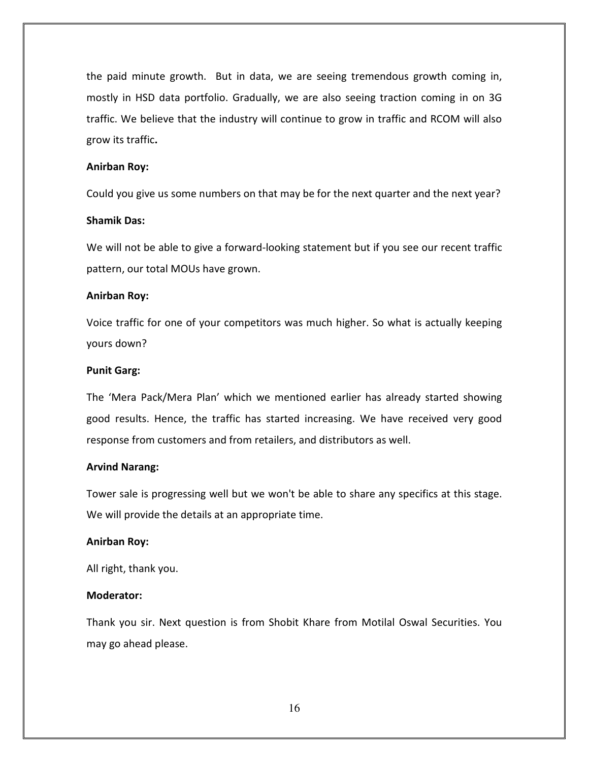the paid minute growth. But in data, we are seeing tremendous growth coming in, mostly in HSD data portfolio. Gradually, we are also seeing traction coming in on 3G traffic. We believe that the industry will continue to grow in traffic and RCOM will also grow its traffic**.**

**Anirban Roy:**

Could you give us some numbers on that may be for the next quarter and the next year?

**Shamik Das:**

We will not be able to give a forward-looking statement but if you see our recent traffic pattern, our total MOUs have grown.

**Anirban Roy:**

Voice traffic for one of your competitors was much higher. So what is actually keeping yours down?

**Punit Garg:**

The 'Mera Pack/Mera Plan' which we mentioned earlier has already started showing good results. Hence, the traffic has started increasing. We have received very good response from customers and from retailers, and distributors as well.

**Arvind Narang:**

Tower sale is progressing well but we won't be able to share any specifics at this stage. We will provide the details at an appropriate time.

**Anirban Roy:**

All right, thank you.

**Moderator:**

Thank you sir. Next question is from Shobit Khare from Motilal Oswal Securities. You may go ahead please.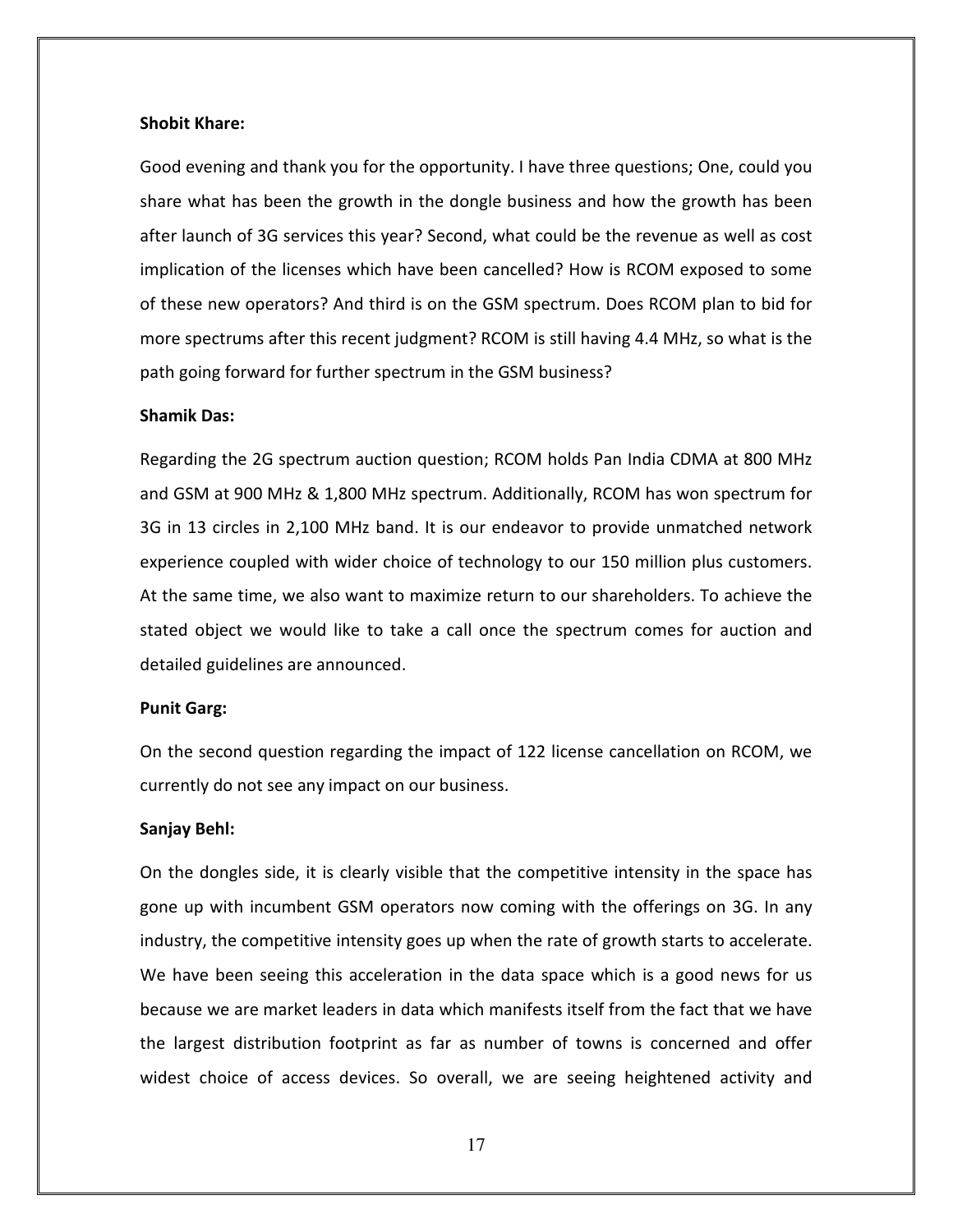**Shobit Khare:**

Good evening and thank you for the opportunity. I have three questions; One, could you share what has been the growth in the dongle business and how the growth has been after launch of 3G services this year? Second, what could be the revenue as well as cost implication of the licenses which have been cancelled? How is RCOM exposed to some of these new operators? And third is on the GSM spectrum. Does RCOM plan to bid for more spectrums after this recent judgment? RCOM is still having 4.4 MHz, so what is the path going forward for further spectrum in the GSM business?

**Shamik Das:**

Regarding the 2G spectrum auction question; RCOM holds Pan India CDMA at 800 MHz and GSM at 900 MHz & 1,800 MHz spectrum. Additionally, RCOM has won spectrum for 3G in 13 circles in 2,100 MHz band. It is our endeavor to provide unmatched network experience coupled with wider choice of technology to our 150 million plus customers. At the same time, we also want to maximize return to our shareholders. To achieve the stated object we would like to take a call once the spectrum comes for auction and detailed guidelines are announced.

**Punit Garg:**

On the second question regarding the impact of 122 license cancellation on RCOM, we currently do not see any impact on our business.

**Sanjay Behl:**

On the dongles side, it is clearly visible that the competitive intensity in the space has gone up with incumbent GSM operators now coming with the offerings on 3G. In any industry, the competitive intensity goes up when the rate of growth starts to accelerate. We have been seeing this acceleration in the data space which is a good news for us because we are market leaders in data which manifests itself from the fact that we have the largest distribution footprint as far as number of towns is concerned and offer widest choice of access devices. So overall, we are seeing heightened activity and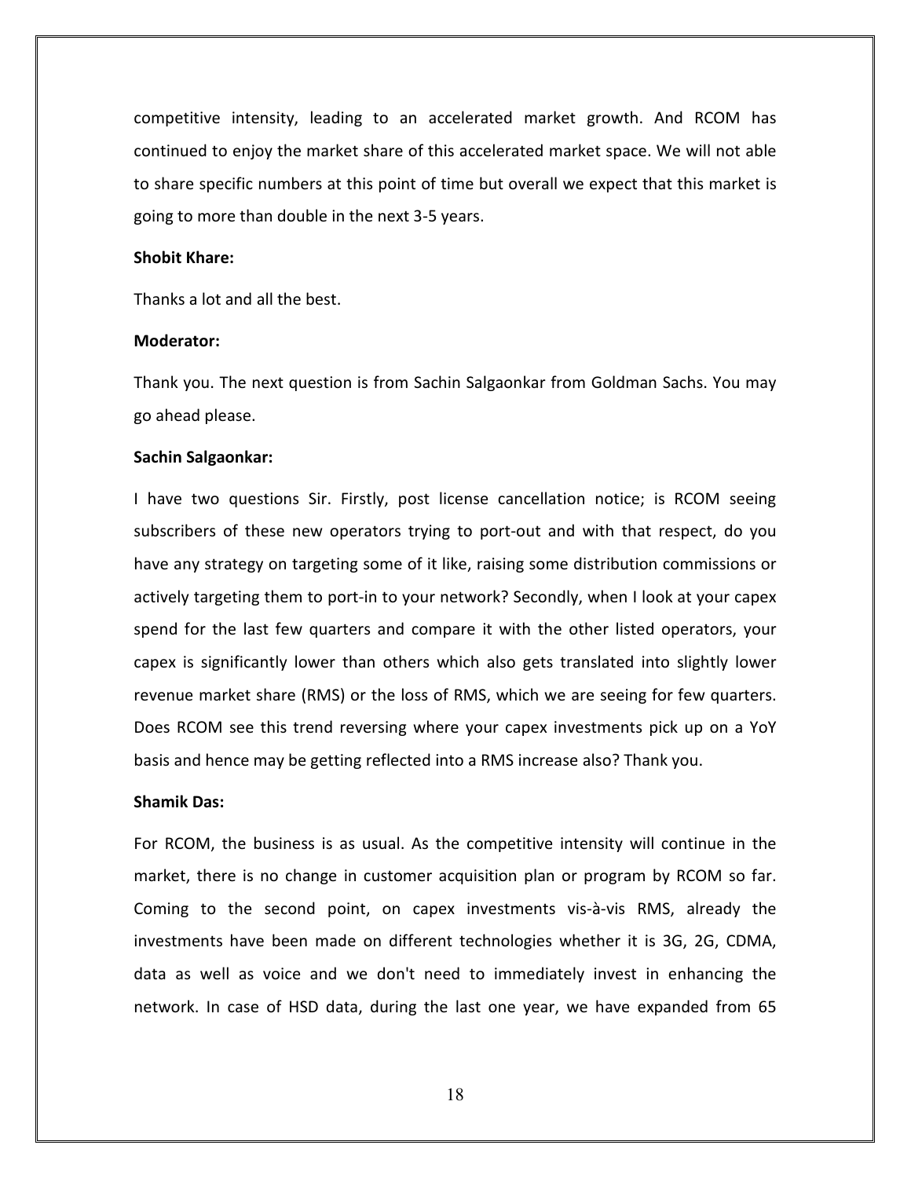competitive intensity, leading to an accelerated market growth. And RCOM has continued to enjoy the market share of this accelerated market space. We will not able to share specific numbers at this point of time but overall we expect that this market is going to more than double in the next 3-5 years.

**Shobit Khare:**

Thanks a lot and all the best.

**Moderator:**

Thank you. The next question is from Sachin Salgaonkar from Goldman Sachs. You may go ahead please.

**Sachin Salgaonkar:**

I have two questions Sir. Firstly, post license cancellation notice; is RCOM seeing subscribers of these new operators trying to port-out and with that respect, do you have any strategy on targeting some of it like, raising some distribution commissions or actively targeting them to port-in to your network? Secondly, when I look at your capex spend for the last few quarters and compare it with the other listed operators, your capex is significantly lower than others which also gets translated into slightly lower revenue market share (RMS) or the loss of RMS, which we are seeing for few quarters. Does RCOM see this trend reversing where your capex investments pick up on a YoY basis and hence may be getting reflected into a RMS increase also? Thank you.

**Shamik Das:**

For RCOM, the business is as usual. As the competitive intensity will continue in the market, there is no change in customer acquisition plan or program by RCOM so far. Coming to the second point, on capex investments vis-à-vis RMS, already the investments have been made on different technologies whether it is 3G, 2G, CDMA, data as well as voice and we don't need to immediately invest in enhancing the network. In case of HSD data, during the last one year, we have expanded from 65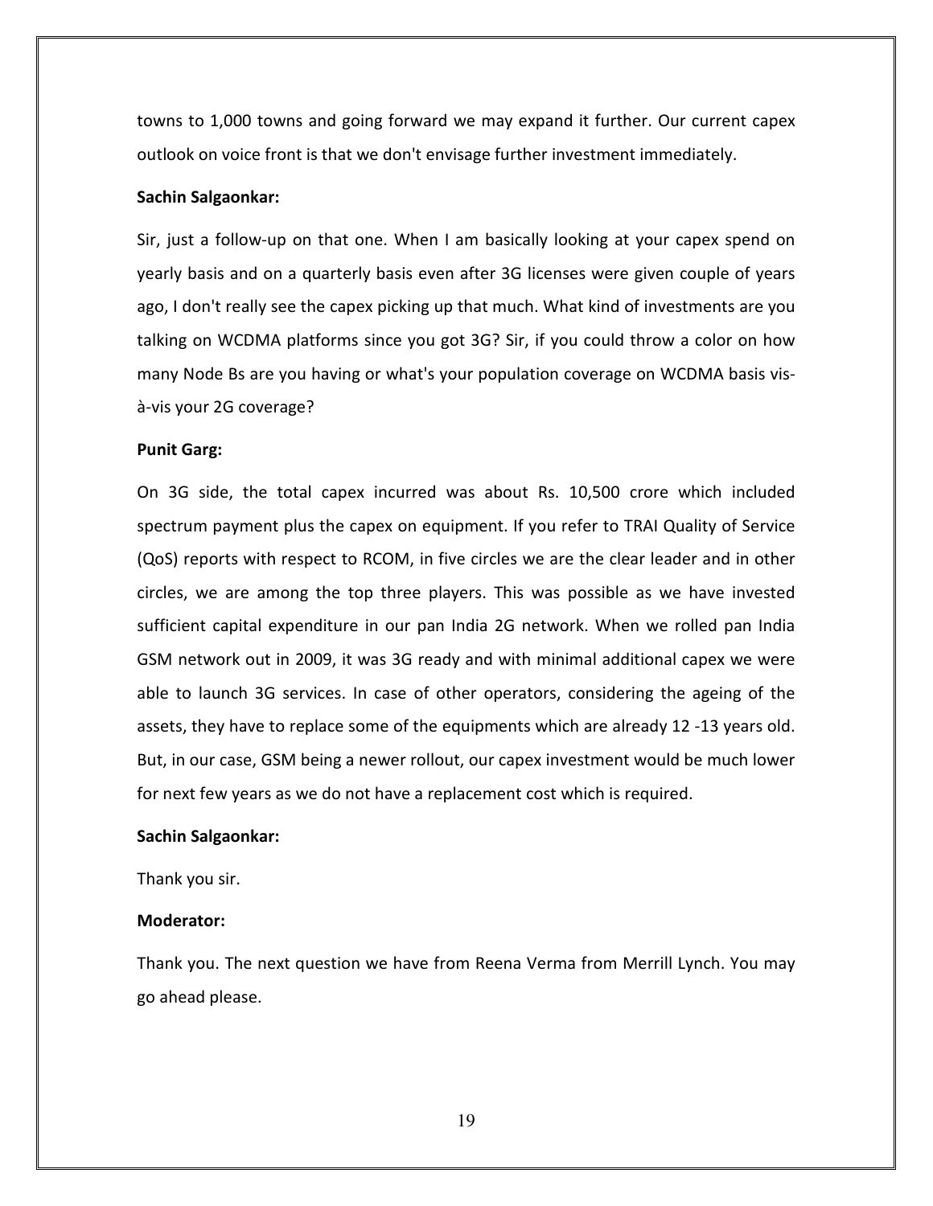towns to 1,000 towns and going forward we may expand it further. Our current capex outlook on voice front is that we don't envisage further investment immediately.

**Sachin Salgaonkar:**

Sir, just a follow-up on that one. When I am basically looking at your capex spend on yearly basis and on a quarterly basis even after 3G licenses were given couple of years ago, I don't really see the capex picking up that much. What kind of investments are you talking on WCDMA platforms since you got 3G? Sir, if you could throw a color on how many Node Bs are you having or what's your population coverage on WCDMA basis vis-à-vis your 2G coverage?

**Punit Garg:**

On 3G side, the total capex incurred was about Rs. 10,500 crore which included spectrum payment plus the capex on equipment. If you refer to TRAI Quality of Service (QoS) reports with respect to RCOM, in five circles we are the clear leader and in other circles, we are among the top three players. This was possible as we have invested sufficient capital expenditure in our pan India 2G network. When we rolled pan India GSM network out in 2009, it was 3G ready and with minimal additional capex we were able to launch 3G services. In case of other operators, considering the ageing of the assets, they have to replace some of the equipments which are already 12 -13 years old. But, in our case, GSM being a newer rollout, our capex investment would be much lower for next few years as we do not have a replacement cost which is required.

**Sachin Salgaonkar:**

Thank you sir.

**Moderator:**

Thank you. The next question we have from Reena Verma from Merrill Lynch. You may go ahead please.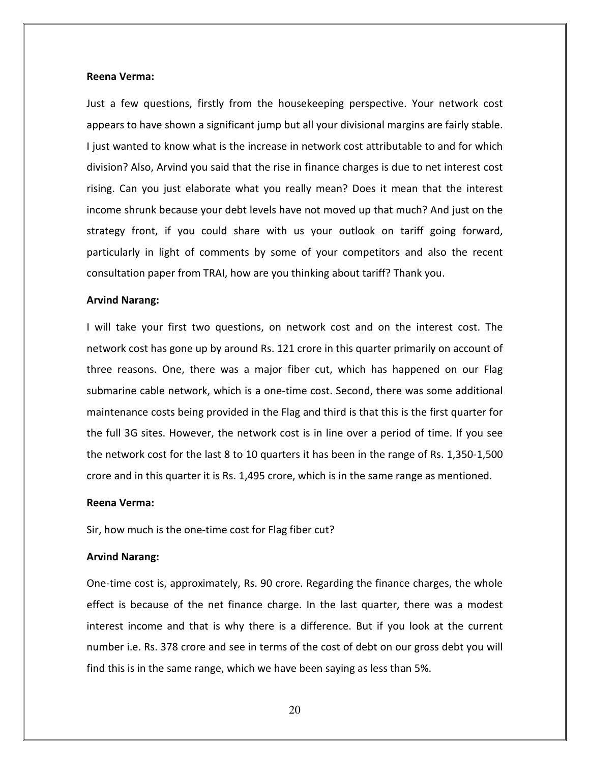**Reena Verma:**

Just a few questions, firstly from the housekeeping perspective. Your network cost appears to have shown a significant jump but all your divisional margins are fairly stable. I just wanted to know what is the increase in network cost attributable to and for which division? Also, Arvind you said that the rise in finance charges is due to net interest cost rising. Can you just elaborate what you really mean? Does it mean that the interest income shrunk because your debt levels have not moved up that much? And just on the strategy front, if you could share with us your outlook on tariff going forward, particularly in light of comments by some of your competitors and also the recent consultation paper from TRAI, how are you thinking about tariff? Thank you.

**Arvind Narang:**

I will take your first two questions, on network cost and on the interest cost. The network cost has gone up by around Rs. 121 crore in this quarter primarily on account of three reasons. One, there was a major fiber cut, which has happened on our Flag submarine cable network, which is a one-time cost. Second, there was some additional maintenance costs being provided in the Flag and third is that this is the first quarter for the full 3G sites. However, the network cost is in line over a period of time. If you see the network cost for the last 8 to 10 quarters it has been in the range of Rs. 1,350-1,500 crore and in this quarter it is Rs. 1,495 crore, which is in the same range as mentioned.

**Reena Verma:**

Sir, how much is the one-time cost for Flag fiber cut?

**Arvind Narang:**

One-time cost is, approximately, Rs. 90 crore. Regarding the finance charges, the whole effect is because of the net finance charge. In the last quarter, there was a modest interest income and that is why there is a difference. But if you look at the current number i.e. Rs. 378 crore and see in terms of the cost of debt on our gross debt you will find this is in the same range, which we have been saying as less than 5%.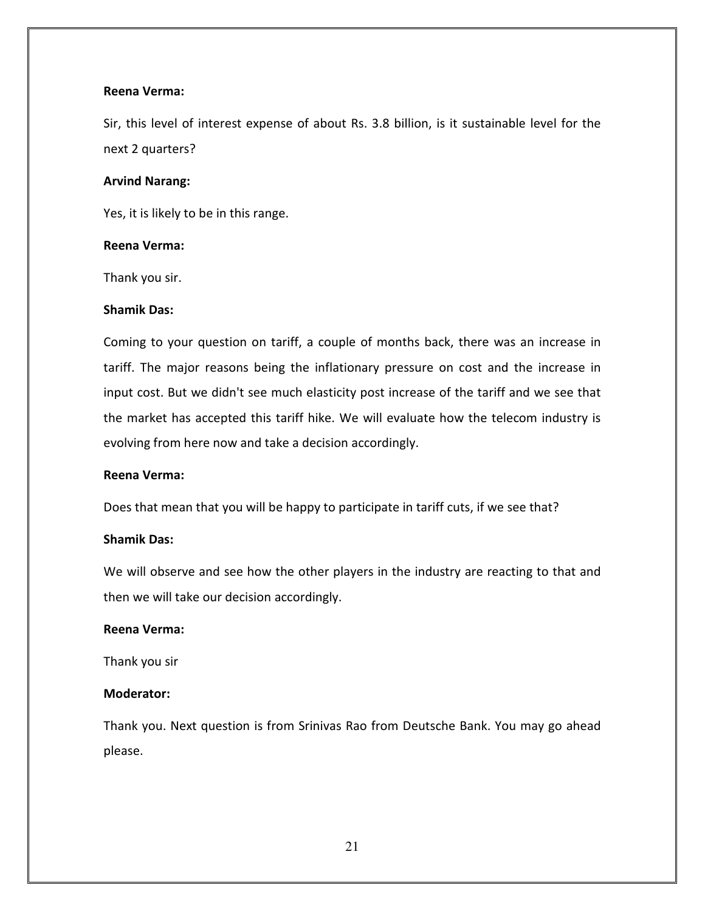**Reena Verma:**

Sir, this level of interest expense of about Rs. 3.8 billion, is it sustainable level for the next 2 quarters?

**Arvind Narang:**

Yes, it is likely to be in this range.

**Reena Verma:**

Thank you sir.

**Shamik Das:**

Coming to your question on tariff, a couple of months back, there was an increase in tariff. The major reasons being the inflationary pressure on cost and the increase in input cost. But we didn't see much elasticity post increase of the tariff and we see that the market has accepted this tariff hike. We will evaluate how the telecom industry is evolving from here now and take a decision accordingly.

**Reena Verma:**

Does that mean that you will be happy to participate in tariff cuts, if we see that?

**Shamik Das:**

We will observe and see how the other players in the industry are reacting to that and then we will take our decision accordingly.

**Reena Verma:**

Thank you sir

**Moderator:**

Thank you. Next question is from Srinivas Rao from Deutsche Bank. You may go ahead please.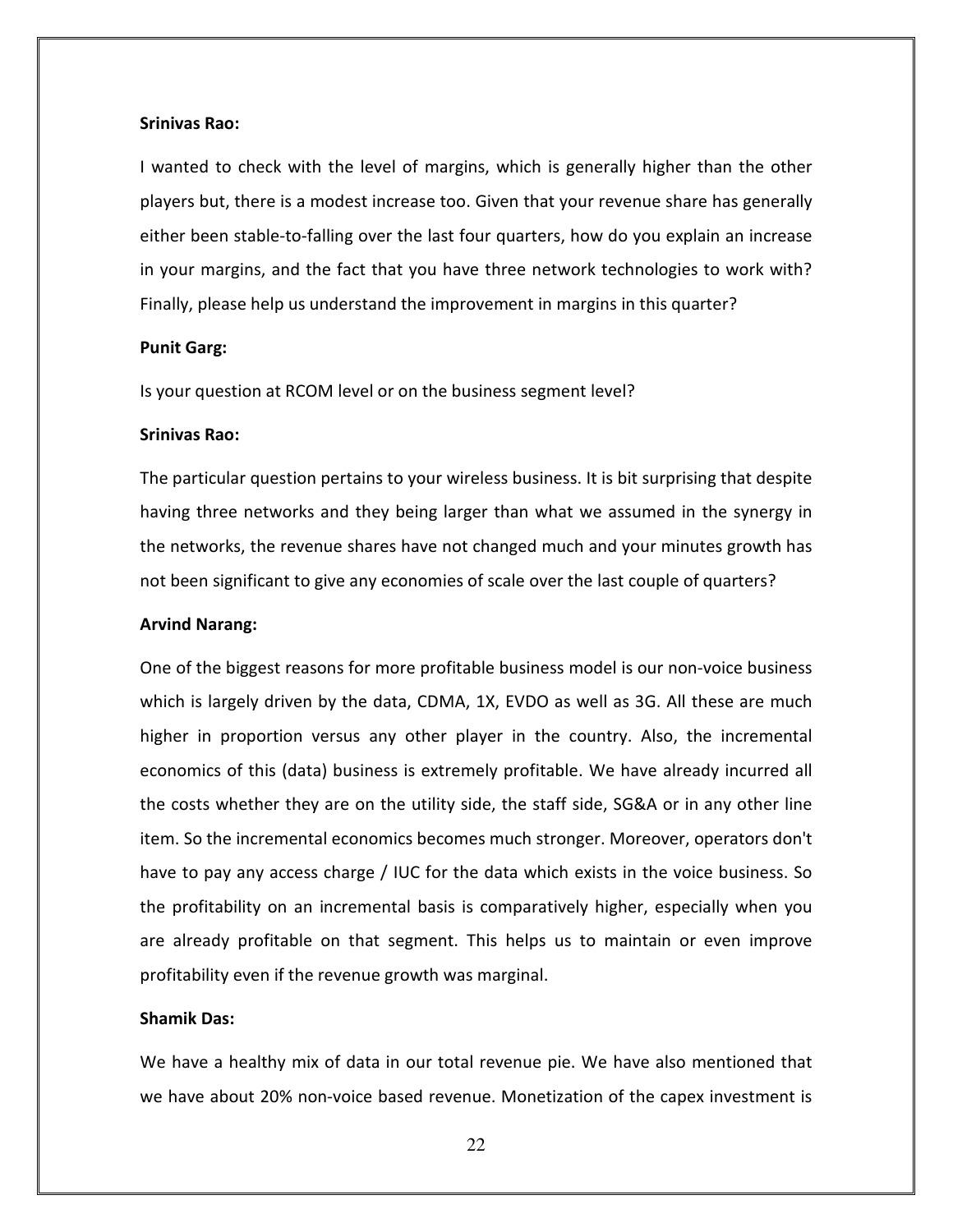**Srinivas Rao:**

I wanted to check with the level of margins, which is generally higher than the other players but, there is a modest increase too. Given that your revenue share has generally either been stable-to-falling over the last four quarters, how do you explain an increase in your margins, and the fact that you have three network technologies to work with? Finally, please help us understand the improvement in margins in this quarter?

**Punit Garg:**

Is your question at RCOM level or on the business segment level?

**Srinivas Rao:**

The particular question pertains to your wireless business. It is bit surprising that despite having three networks and they being larger than what we assumed in the synergy in the networks, the revenue shares have not changed much and your minutes growth has not been significant to give any economies of scale over the last couple of quarters?

**Arvind Narang:**

One of the biggest reasons for more profitable business model is our non-voice business which is largely driven by the data, CDMA, 1X, EVDO as well as 3G. All these are much higher in proportion versus any other player in the country. Also, the incremental economics of this (data) business is extremely profitable. We have already incurred all the costs whether they are on the utility side, the staff side, SG&A or in any other line item. So the incremental economics becomes much stronger. Moreover, operators don't have to pay any access charge / IUC for the data which exists in the voice business. So the profitability on an incremental basis is comparatively higher, especially when you are already profitable on that segment. This helps us to maintain or even improve profitability even if the revenue growth was marginal.

**Shamik Das:**

We have a healthy mix of data in our total revenue pie. We have also mentioned that we have about 20% non-voice based revenue. Monetization of the capex investment is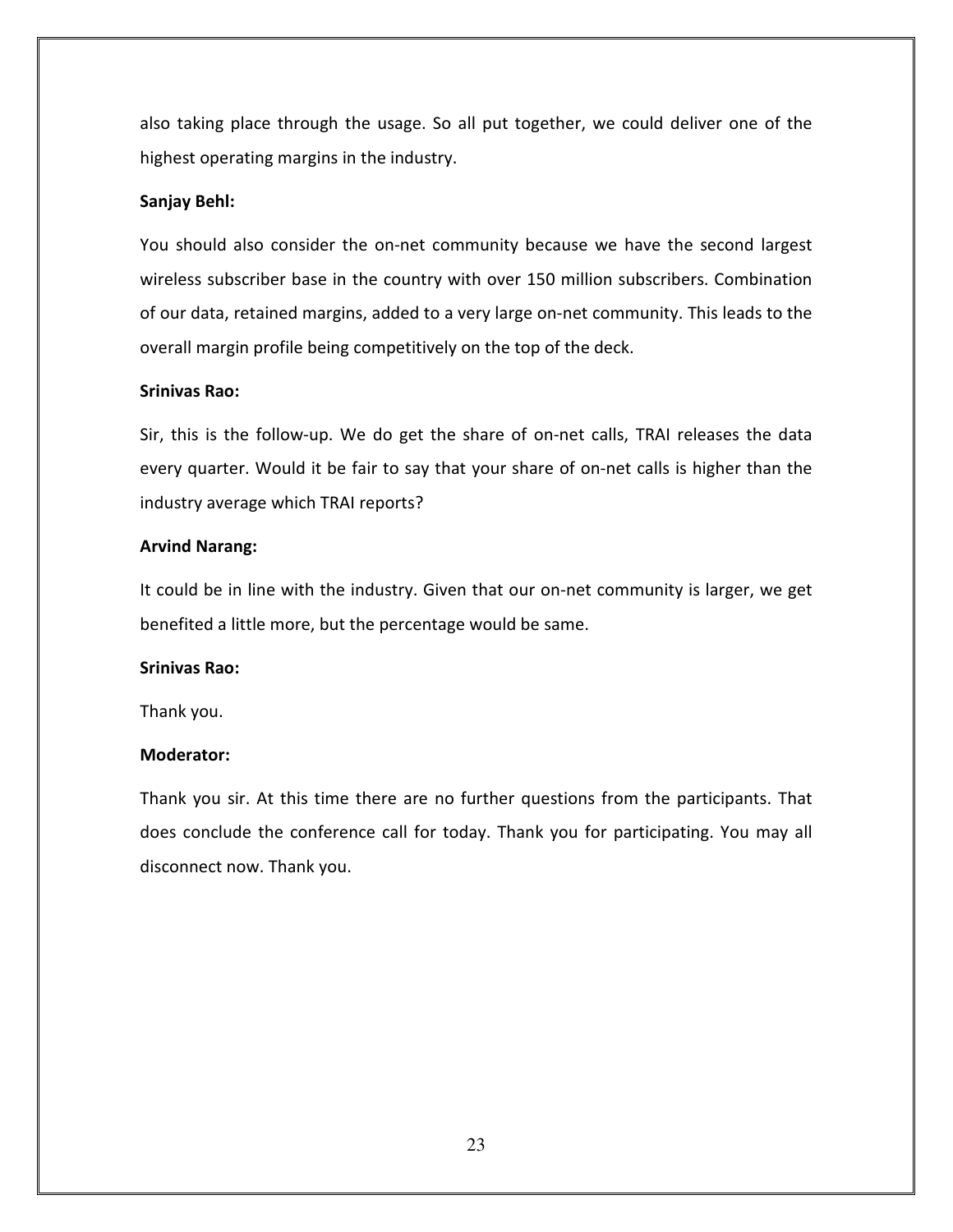also taking place through the usage. So all put together, we could deliver one of the highest operating margins in the industry.

**Sanjay Behl:**

You should also consider the on-net community because we have the second largest wireless subscriber base in the country with over 150 million subscribers. Combination of our data, retained margins, added to a very large on-net community. This leads to the overall margin profile being competitively on the top of the deck.

**Srinivas Rao:**

Sir, this is the follow-up. We do get the share of on-net calls, TRAI releases the data every quarter. Would it be fair to say that your share of on-net calls is higher than the industry average which TRAI reports?

**Arvind Narang:**

It could be in line with the industry. Given that our on-net community is larger, we get benefited a little more, but the percentage would be same.

**Srinivas Rao:**

Thank you.

**Moderator:**

Thank you sir. At this time there are no further questions from the participants. That does conclude the conference call for today. Thank you for participating. You may all disconnect now. Thank you.